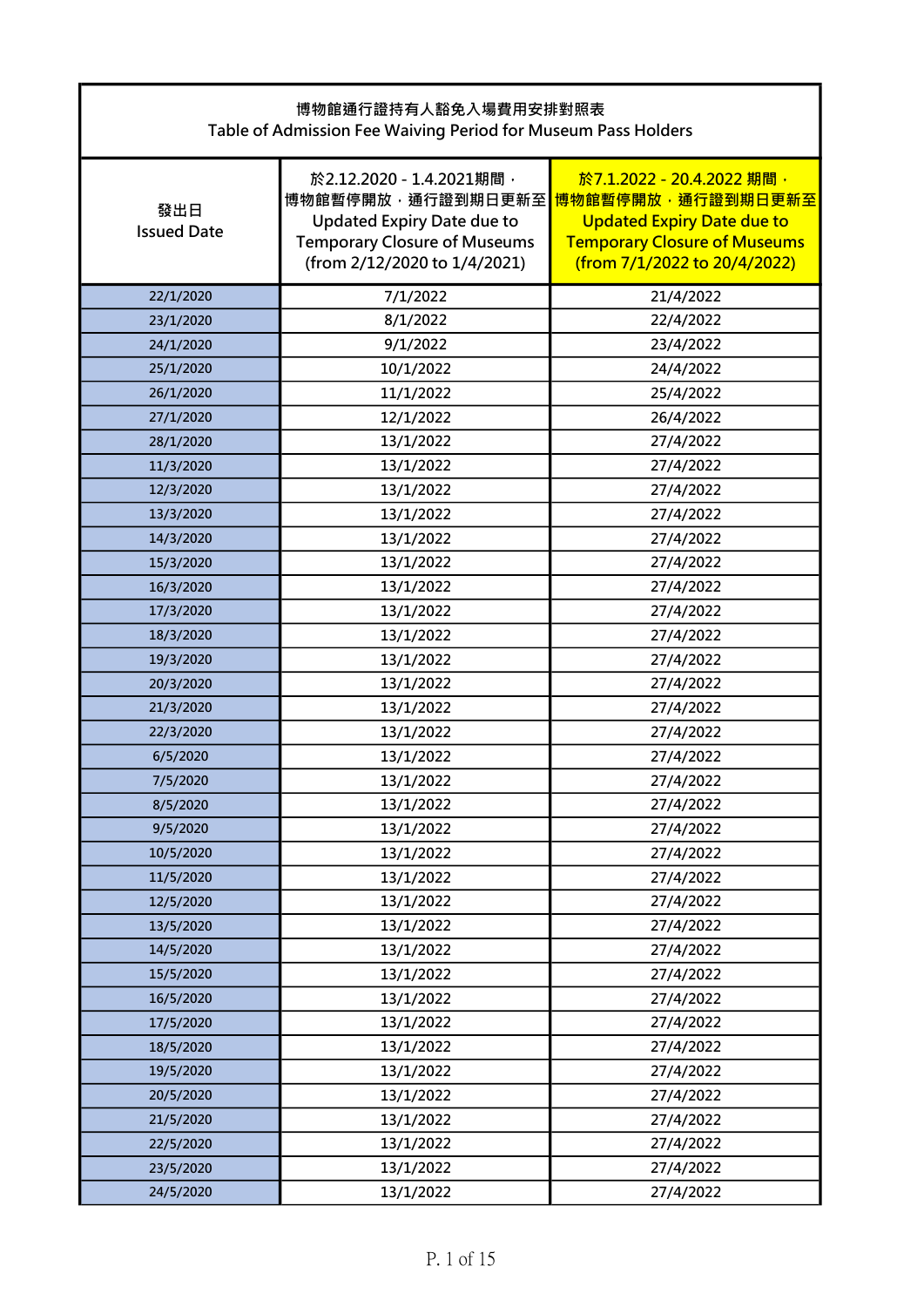# 博物館通行證持有人豁免入場費用安排對照表
# Table of Admission Fee Waiving Period for Museum Pass Holders

| 發出日<br>Issued Date | 於2.12.2020 - 1.4.2021期間，博物館暫停開放，通行證到期日更新至<br>Updated Expiry Date due to Temporary Closure of Museums (from 2/12/2020 to 1/4/2021) | 於7.1.2022 - 20.4.2022 期間，博物館暫停開放，通行證到期日更新至<br>Updated Expiry Date due to Temporary Closure of Museums (from 7/1/2022 to 20/4/2022) |
|---|---|---|
| 22/1/2020 | 7/1/2022 | 21/4/2022 |
| 23/1/2020 | 8/1/2022 | 22/4/2022 |
| 24/1/2020 | 9/1/2022 | 23/4/2022 |
| 25/1/2020 | 10/1/2022 | 24/4/2022 |
| 26/1/2020 | 11/1/2022 | 25/4/2022 |
| 27/1/2020 | 12/1/2022 | 26/4/2022 |
| 28/1/2020 | 13/1/2022 | 27/4/2022 |
| 11/3/2020 | 13/1/2022 | 27/4/2022 |
| 12/3/2020 | 13/1/2022 | 27/4/2022 |
| 13/3/2020 | 13/1/2022 | 27/4/2022 |
| 14/3/2020 | 13/1/2022 | 27/4/2022 |
| 15/3/2020 | 13/1/2022 | 27/4/2022 |
| 16/3/2020 | 13/1/2022 | 27/4/2022 |
| 17/3/2020 | 13/1/2022 | 27/4/2022 |
| 18/3/2020 | 13/1/2022 | 27/4/2022 |
| 19/3/2020 | 13/1/2022 | 27/4/2022 |
| 20/3/2020 | 13/1/2022 | 27/4/2022 |
| 21/3/2020 | 13/1/2022 | 27/4/2022 |
| 22/3/2020 | 13/1/2022 | 27/4/2022 |
| 6/5/2020 | 13/1/2022 | 27/4/2022 |
| 7/5/2020 | 13/1/2022 | 27/4/2022 |
| 8/5/2020 | 13/1/2022 | 27/4/2022 |
| 9/5/2020 | 13/1/2022 | 27/4/2022 |
| 10/5/2020 | 13/1/2022 | 27/4/2022 |
| 11/5/2020 | 13/1/2022 | 27/4/2022 |
| 12/5/2020 | 13/1/2022 | 27/4/2022 |
| 13/5/2020 | 13/1/2022 | 27/4/2022 |
| 14/5/2020 | 13/1/2022 | 27/4/2022 |
| 15/5/2020 | 13/1/2022 | 27/4/2022 |
| 16/5/2020 | 13/1/2022 | 27/4/2022 |
| 17/5/2020 | 13/1/2022 | 27/4/2022 |
| 18/5/2020 | 13/1/2022 | 27/4/2022 |
| 19/5/2020 | 13/1/2022 | 27/4/2022 |
| 20/5/2020 | 13/1/2022 | 27/4/2022 |
| 21/5/2020 | 13/1/2022 | 27/4/2022 |
| 22/5/2020 | 13/1/2022 | 27/4/2022 |
| 23/5/2020 | 13/1/2022 | 27/4/2022 |
| 24/5/2020 | 13/1/2022 | 27/4/2022 |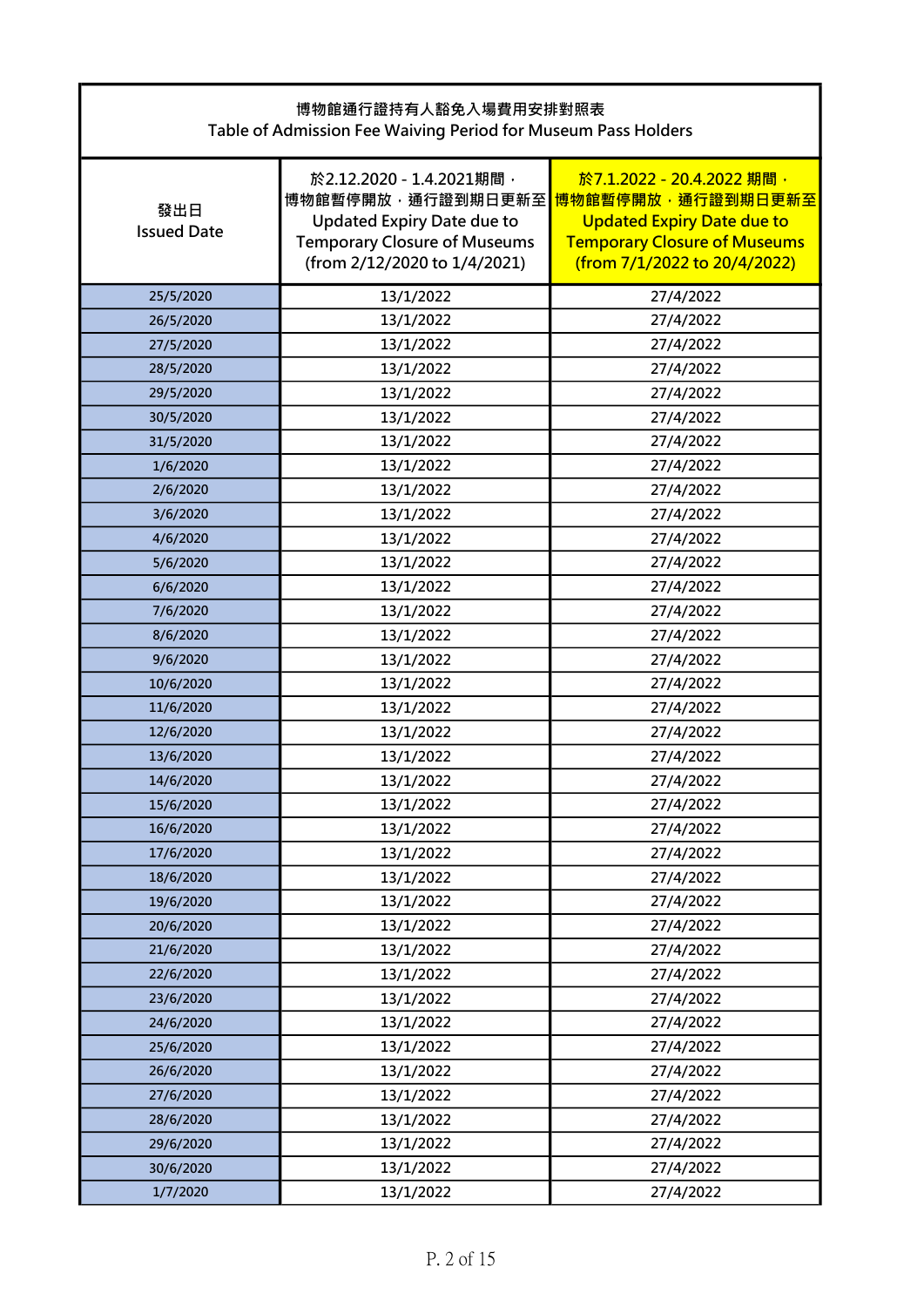| 博物館通行證持有人豁免入場費用安排對照表<br>Table of Admission Fee Waiving Period for Museum Pass Holders | | |
|---|---|---|
| 發出日<br>Issued Date | 於2.12.2020 - 1.4.2021期間，<br>博物館暫停開放，通行證到期日更新至<br>Updated Expiry Date due to<br>Temporary Closure of Museums<br>(from 2/12/2020 to 1/4/2021) | 於7.1.2022 - 20.4.2022 期間，<br>博物館暫停開放，通行證到期日更新至<br>Updated Expiry Date due to<br>Temporary Closure of Museums<br>(from 7/1/2022 to 20/4/2022) |
| 25/5/2020 | 13/1/2022 | 27/4/2022 |
| 26/5/2020 | 13/1/2022 | 27/4/2022 |
| 27/5/2020 | 13/1/2022 | 27/4/2022 |
| 28/5/2020 | 13/1/2022 | 27/4/2022 |
| 29/5/2020 | 13/1/2022 | 27/4/2022 |
| 30/5/2020 | 13/1/2022 | 27/4/2022 |
| 31/5/2020 | 13/1/2022 | 27/4/2022 |
| 1/6/2020 | 13/1/2022 | 27/4/2022 |
| 2/6/2020 | 13/1/2022 | 27/4/2022 |
| 3/6/2020 | 13/1/2022 | 27/4/2022 |
| 4/6/2020 | 13/1/2022 | 27/4/2022 |
| 5/6/2020 | 13/1/2022 | 27/4/2022 |
| 6/6/2020 | 13/1/2022 | 27/4/2022 |
| 7/6/2020 | 13/1/2022 | 27/4/2022 |
| 8/6/2020 | 13/1/2022 | 27/4/2022 |
| 9/6/2020 | 13/1/2022 | 27/4/2022 |
| 10/6/2020 | 13/1/2022 | 27/4/2022 |
| 11/6/2020 | 13/1/2022 | 27/4/2022 |
| 12/6/2020 | 13/1/2022 | 27/4/2022 |
| 13/6/2020 | 13/1/2022 | 27/4/2022 |
| 14/6/2020 | 13/1/2022 | 27/4/2022 |
| 15/6/2020 | 13/1/2022 | 27/4/2022 |
| 16/6/2020 | 13/1/2022 | 27/4/2022 |
| 17/6/2020 | 13/1/2022 | 27/4/2022 |
| 18/6/2020 | 13/1/2022 | 27/4/2022 |
| 19/6/2020 | 13/1/2022 | 27/4/2022 |
| 20/6/2020 | 13/1/2022 | 27/4/2022 |
| 21/6/2020 | 13/1/2022 | 27/4/2022 |
| 22/6/2020 | 13/1/2022 | 27/4/2022 |
| 23/6/2020 | 13/1/2022 | 27/4/2022 |
| 24/6/2020 | 13/1/2022 | 27/4/2022 |
| 25/6/2020 | 13/1/2022 | 27/4/2022 |
| 26/6/2020 | 13/1/2022 | 27/4/2022 |
| 27/6/2020 | 13/1/2022 | 27/4/2022 |
| 28/6/2020 | 13/1/2022 | 27/4/2022 |
| 29/6/2020 | 13/1/2022 | 27/4/2022 |
| 30/6/2020 | 13/1/2022 | 27/4/2022 |
| 1/7/2020 | 13/1/2022 | 27/4/2022 |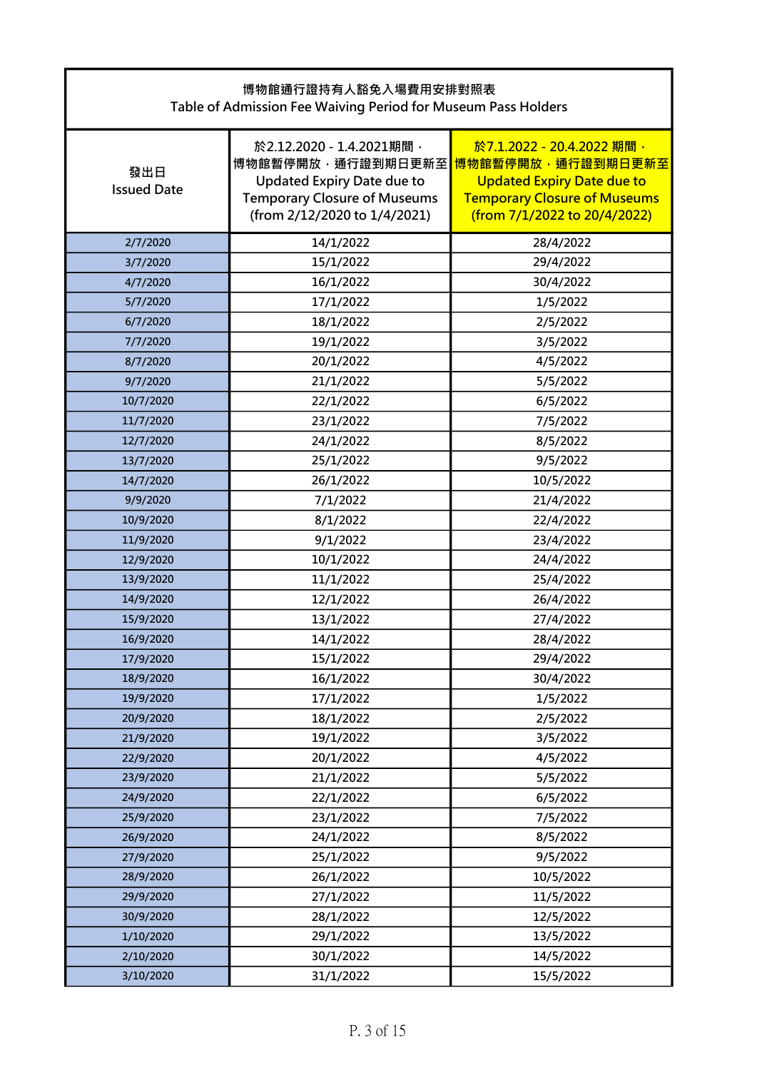| 博物館通行證持有人豁免入場費用安排對照表<br>Table of Admission Fee Waiving Period for Museum Pass Holders | | |
|---|---|---|
| 發出日<br>Issued Date | 於2.12.2020 - 1.4.2021期間，<br>博物館暫停開放，通行證到期日更新至<br>Updated Expiry Date due to Temporary Closure of Museums<br>(from 2/12/2020 to 1/4/2021) | 於7.1.2022 - 20.4.2022 期間，<br>博物館暫停開放，通行證到期日更新至<br>Updated Expiry Date due to Temporary Closure of Museums<br>(from 7/1/2022 to 20/4/2022) |
| 2/7/2020 | 14/1/2022 | 28/4/2022 |
| 3/7/2020 | 15/1/2022 | 29/4/2022 |
| 4/7/2020 | 16/1/2022 | 30/4/2022 |
| 5/7/2020 | 17/1/2022 | 1/5/2022 |
| 6/7/2020 | 18/1/2022 | 2/5/2022 |
| 7/7/2020 | 19/1/2022 | 3/5/2022 |
| 8/7/2020 | 20/1/2022 | 4/5/2022 |
| 9/7/2020 | 21/1/2022 | 5/5/2022 |
| 10/7/2020 | 22/1/2022 | 6/5/2022 |
| 11/7/2020 | 23/1/2022 | 7/5/2022 |
| 12/7/2020 | 24/1/2022 | 8/5/2022 |
| 13/7/2020 | 25/1/2022 | 9/5/2022 |
| 14/7/2020 | 26/1/2022 | 10/5/2022 |
| 9/9/2020 | 7/1/2022 | 21/4/2022 |
| 10/9/2020 | 8/1/2022 | 22/4/2022 |
| 11/9/2020 | 9/1/2022 | 23/4/2022 |
| 12/9/2020 | 10/1/2022 | 24/4/2022 |
| 13/9/2020 | 11/1/2022 | 25/4/2022 |
| 14/9/2020 | 12/1/2022 | 26/4/2022 |
| 15/9/2020 | 13/1/2022 | 27/4/2022 |
| 16/9/2020 | 14/1/2022 | 28/4/2022 |
| 17/9/2020 | 15/1/2022 | 29/4/2022 |
| 18/9/2020 | 16/1/2022 | 30/4/2022 |
| 19/9/2020 | 17/1/2022 | 1/5/2022 |
| 20/9/2020 | 18/1/2022 | 2/5/2022 |
| 21/9/2020 | 19/1/2022 | 3/5/2022 |
| 22/9/2020 | 20/1/2022 | 4/5/2022 |
| 23/9/2020 | 21/1/2022 | 5/5/2022 |
| 24/9/2020 | 22/1/2022 | 6/5/2022 |
| 25/9/2020 | 23/1/2022 | 7/5/2022 |
| 26/9/2020 | 24/1/2022 | 8/5/2022 |
| 27/9/2020 | 25/1/2022 | 9/5/2022 |
| 28/9/2020 | 26/1/2022 | 10/5/2022 |
| 29/9/2020 | 27/1/2022 | 11/5/2022 |
| 30/9/2020 | 28/1/2022 | 12/5/2022 |
| 1/10/2020 | 29/1/2022 | 13/5/2022 |
| 2/10/2020 | 30/1/2022 | 14/5/2022 |
| 3/10/2020 | 31/1/2022 | 15/5/2022 |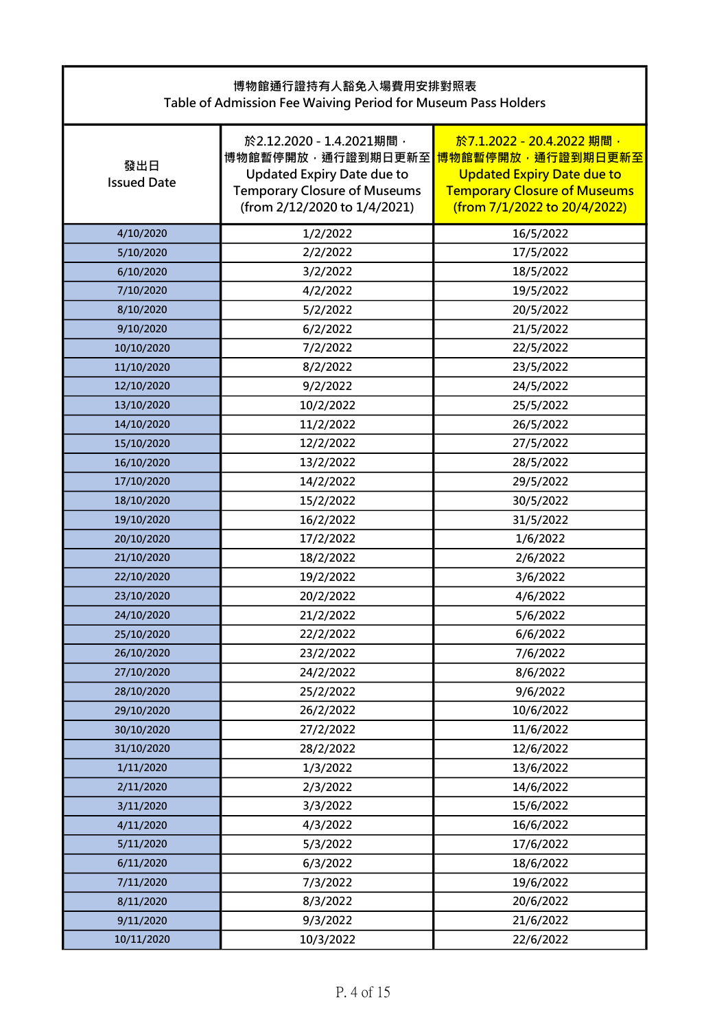| 博物館通行證持有人豁免入場費用安排對照表<br>Table of Admission Fee Waiving Period for Museum Pass Holders | | |
|---|---|---|
| 發出日<br>Issued Date | 於2.12.2020 - 1.4.2021期間，<br>博物館暫停開放，通行證到期日更新至<br>Updated Expiry Date due to Temporary Closure of Museums<br>(from 2/12/2020 to 1/4/2021) | 於7.1.2022 - 20.4.2022 期間，<br>博物館暫停開放，通行證到期日更新至<br>Updated Expiry Date due to Temporary Closure of Museums<br>(from 7/1/2022 to 20/4/2022) |
| 4/10/2020 | 1/2/2022 | 16/5/2022 |
| 5/10/2020 | 2/2/2022 | 17/5/2022 |
| 6/10/2020 | 3/2/2022 | 18/5/2022 |
| 7/10/2020 | 4/2/2022 | 19/5/2022 |
| 8/10/2020 | 5/2/2022 | 20/5/2022 |
| 9/10/2020 | 6/2/2022 | 21/5/2022 |
| 10/10/2020 | 7/2/2022 | 22/5/2022 |
| 11/10/2020 | 8/2/2022 | 23/5/2022 |
| 12/10/2020 | 9/2/2022 | 24/5/2022 |
| 13/10/2020 | 10/2/2022 | 25/5/2022 |
| 14/10/2020 | 11/2/2022 | 26/5/2022 |
| 15/10/2020 | 12/2/2022 | 27/5/2022 |
| 16/10/2020 | 13/2/2022 | 28/5/2022 |
| 17/10/2020 | 14/2/2022 | 29/5/2022 |
| 18/10/2020 | 15/2/2022 | 30/5/2022 |
| 19/10/2020 | 16/2/2022 | 31/5/2022 |
| 20/10/2020 | 17/2/2022 | 1/6/2022 |
| 21/10/2020 | 18/2/2022 | 2/6/2022 |
| 22/10/2020 | 19/2/2022 | 3/6/2022 |
| 23/10/2020 | 20/2/2022 | 4/6/2022 |
| 24/10/2020 | 21/2/2022 | 5/6/2022 |
| 25/10/2020 | 22/2/2022 | 6/6/2022 |
| 26/10/2020 | 23/2/2022 | 7/6/2022 |
| 27/10/2020 | 24/2/2022 | 8/6/2022 |
| 28/10/2020 | 25/2/2022 | 9/6/2022 |
| 29/10/2020 | 26/2/2022 | 10/6/2022 |
| 30/10/2020 | 27/2/2022 | 11/6/2022 |
| 31/10/2020 | 28/2/2022 | 12/6/2022 |
| 1/11/2020 | 1/3/2022 | 13/6/2022 |
| 2/11/2020 | 2/3/2022 | 14/6/2022 |
| 3/11/2020 | 3/3/2022 | 15/6/2022 |
| 4/11/2020 | 4/3/2022 | 16/6/2022 |
| 5/11/2020 | 5/3/2022 | 17/6/2022 |
| 6/11/2020 | 6/3/2022 | 18/6/2022 |
| 7/11/2020 | 7/3/2022 | 19/6/2022 |
| 8/11/2020 | 8/3/2022 | 20/6/2022 |
| 9/11/2020 | 9/3/2022 | 21/6/2022 |
| 10/11/2020 | 10/3/2022 | 22/6/2022 |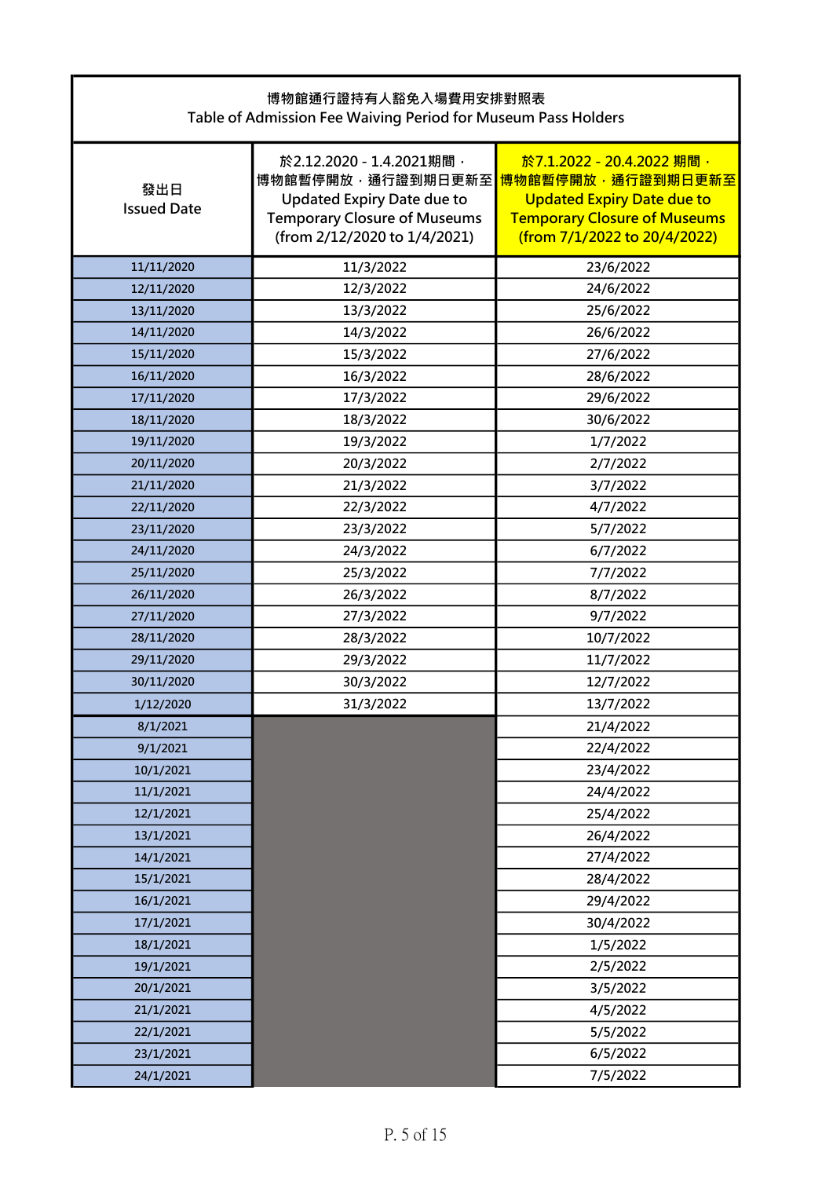| 博物館通行證持有人豁免入場費用安排對照表<br>Table of Admission Fee Waiving Period for Museum Pass Holders | | |
|---|---|---|
| 發出日<br>Issued Date | 於2.12.2020 - 1.4.2021期間，博物館暫停開放，通行證到期日更新至<br>Updated Expiry Date due to Temporary Closure of Museums<br>(from 2/12/2020 to 1/4/2021) | 於7.1.2022 - 20.4.2022 期間，博物館暫停開放，通行證到期日更新至<br>Updated Expiry Date due to Temporary Closure of Museums<br>(from 7/1/2022 to 20/4/2022) |
| 11/11/2020 | 11/3/2022 | 23/6/2022 |
| 12/11/2020 | 12/3/2022 | 24/6/2022 |
| 13/11/2020 | 13/3/2022 | 25/6/2022 |
| 14/11/2020 | 14/3/2022 | 26/6/2022 |
| 15/11/2020 | 15/3/2022 | 27/6/2022 |
| 16/11/2020 | 16/3/2022 | 28/6/2022 |
| 17/11/2020 | 17/3/2022 | 29/6/2022 |
| 18/11/2020 | 18/3/2022 | 30/6/2022 |
| 19/11/2020 | 19/3/2022 | 1/7/2022 |
| 20/11/2020 | 20/3/2022 | 2/7/2022 |
| 21/11/2020 | 21/3/2022 | 3/7/2022 |
| 22/11/2020 | 22/3/2022 | 4/7/2022 |
| 23/11/2020 | 23/3/2022 | 5/7/2022 |
| 24/11/2020 | 24/3/2022 | 6/7/2022 |
| 25/11/2020 | 25/3/2022 | 7/7/2022 |
| 26/11/2020 | 26/3/2022 | 8/7/2022 |
| 27/11/2020 | 27/3/2022 | 9/7/2022 |
| 28/11/2020 | 28/3/2022 | 10/7/2022 |
| 29/11/2020 | 29/3/2022 | 11/7/2022 |
| 30/11/2020 | 30/3/2022 | 12/7/2022 |
| 1/12/2020 | 31/3/2022 | 13/7/2022 |
| 8/1/2021 | | 21/4/2022 |
| 9/1/2021 | | 22/4/2022 |
| 10/1/2021 | | 23/4/2022 |
| 11/1/2021 | | 24/4/2022 |
| 12/1/2021 | | 25/4/2022 |
| 13/1/2021 | | 26/4/2022 |
| 14/1/2021 | | 27/4/2022 |
| 15/1/2021 | | 28/4/2022 |
| 16/1/2021 | | 29/4/2022 |
| 17/1/2021 | | 30/4/2022 |
| 18/1/2021 | | 1/5/2022 |
| 19/1/2021 | | 2/5/2022 |
| 20/1/2021 | | 3/5/2022 |
| 21/1/2021 | | 4/5/2022 |
| 22/1/2021 | | 5/5/2022 |
| 23/1/2021 | | 6/5/2022 |
| 24/1/2021 | | 7/5/2022 |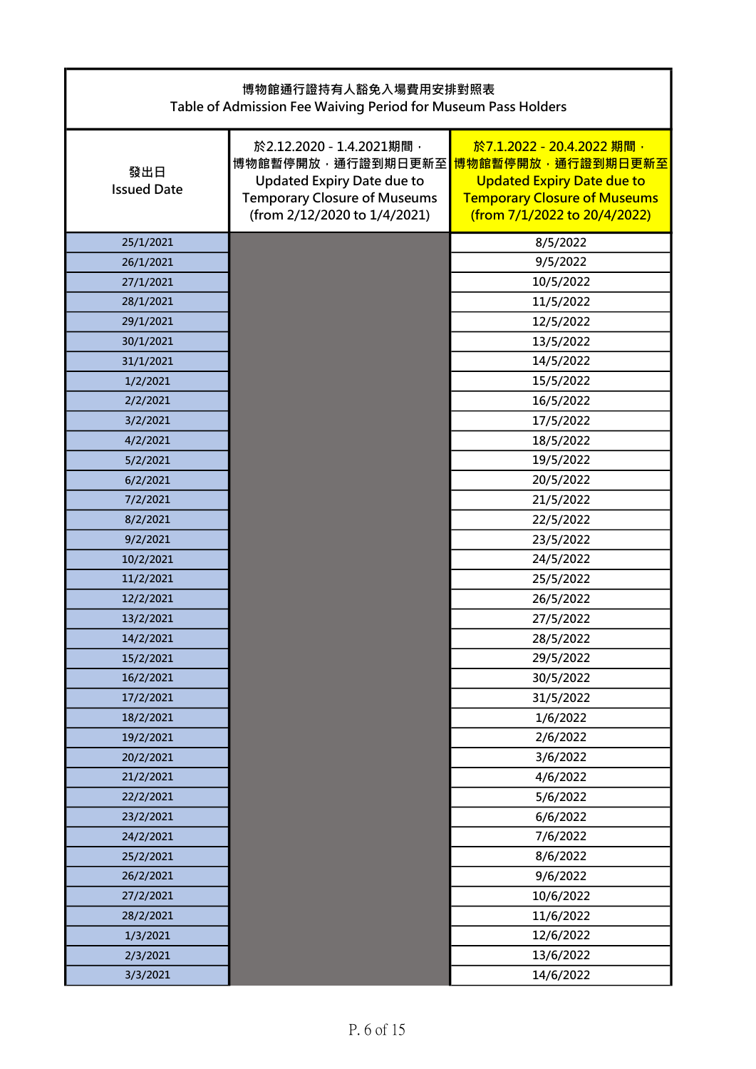| 博物館通行證持有人豁免入場費用安排對照表<br>Table of Admission Fee Waiving Period for Museum Pass Holders | | |
|---|---|---|
| 發出日<br>Issued Date | 於2.12.2020 - 1.4.2021期間，<br>博物館暫停開放，通行證到期日更新至<br>Updated Expiry Date due to<br>Temporary Closure of Museums<br>(from 2/12/2020 to 1/4/2021) | 於7.1.2022 - 20.4.2022 期間，<br>博物館暫停開放，通行證到期日更新至<br>Updated Expiry Date due to<br>Temporary Closure of Museums<br>(from 7/1/2022 to 20/4/2022) |
| 25/1/2021 | | 8/5/2022 |
| 26/1/2021 | | 9/5/2022 |
| 27/1/2021 | | 10/5/2022 |
| 28/1/2021 | | 11/5/2022 |
| 29/1/2021 | | 12/5/2022 |
| 30/1/2021 | | 13/5/2022 |
| 31/1/2021 | | 14/5/2022 |
| 1/2/2021 | | 15/5/2022 |
| 2/2/2021 | | 16/5/2022 |
| 3/2/2021 | | 17/5/2022 |
| 4/2/2021 | | 18/5/2022 |
| 5/2/2021 | | 19/5/2022 |
| 6/2/2021 | | 20/5/2022 |
| 7/2/2021 | | 21/5/2022 |
| 8/2/2021 | | 22/5/2022 |
| 9/2/2021 | | 23/5/2022 |
| 10/2/2021 | | 24/5/2022 |
| 11/2/2021 | | 25/5/2022 |
| 12/2/2021 | | 26/5/2022 |
| 13/2/2021 | | 27/5/2022 |
| 14/2/2021 | | 28/5/2022 |
| 15/2/2021 | | 29/5/2022 |
| 16/2/2021 | | 30/5/2022 |
| 17/2/2021 | | 31/5/2022 |
| 18/2/2021 | | 1/6/2022 |
| 19/2/2021 | | 2/6/2022 |
| 20/2/2021 | | 3/6/2022 |
| 21/2/2021 | | 4/6/2022 |
| 22/2/2021 | | 5/6/2022 |
| 23/2/2021 | | 6/6/2022 |
| 24/2/2021 | | 7/6/2022 |
| 25/2/2021 | | 8/6/2022 |
| 26/2/2021 | | 9/6/2022 |
| 27/2/2021 | | 10/6/2022 |
| 28/2/2021 | | 11/6/2022 |
| 1/3/2021 | | 12/6/2022 |
| 2/3/2021 | | 13/6/2022 |
| 3/3/2021 | | 14/6/2022 |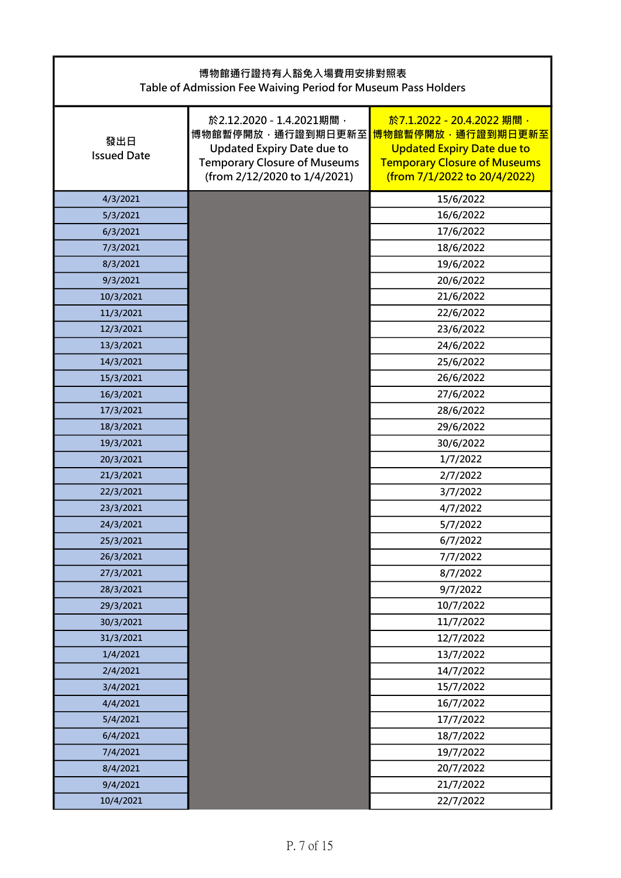| 博物館通行證持有人豁免入場費用安排對照表<br>Table of Admission Fee Waiving Period for Museum Pass Holders | | |
|---|---|---|
| 發出日<br>Issued Date | 於2.12.2020 - 1.4.2021期間，<br>博物館暫停開放，通行證到期日更新至<br>Updated Expiry Date due to Temporary Closure of Museums<br>(from 2/12/2020 to 1/4/2021) | 於7.1.2022 - 20.4.2022 期間，<br>博物館暫停開放，通行證到期日更新至<br>Updated Expiry Date due to Temporary Closure of Museums<br>(from 7/1/2022 to 20/4/2022) |
| 4/3/2021 | | 15/6/2022 |
| 5/3/2021 | | 16/6/2022 |
| 6/3/2021 | | 17/6/2022 |
| 7/3/2021 | | 18/6/2022 |
| 8/3/2021 | | 19/6/2022 |
| 9/3/2021 | | 20/6/2022 |
| 10/3/2021 | | 21/6/2022 |
| 11/3/2021 | | 22/6/2022 |
| 12/3/2021 | | 23/6/2022 |
| 13/3/2021 | | 24/6/2022 |
| 14/3/2021 | | 25/6/2022 |
| 15/3/2021 | | 26/6/2022 |
| 16/3/2021 | | 27/6/2022 |
| 17/3/2021 | | 28/6/2022 |
| 18/3/2021 | | 29/6/2022 |
| 19/3/2021 | | 30/6/2022 |
| 20/3/2021 | | 1/7/2022 |
| 21/3/2021 | | 2/7/2022 |
| 22/3/2021 | | 3/7/2022 |
| 23/3/2021 | | 4/7/2022 |
| 24/3/2021 | | 5/7/2022 |
| 25/3/2021 | | 6/7/2022 |
| 26/3/2021 | | 7/7/2022 |
| 27/3/2021 | | 8/7/2022 |
| 28/3/2021 | | 9/7/2022 |
| 29/3/2021 | | 10/7/2022 |
| 30/3/2021 | | 11/7/2022 |
| 31/3/2021 | | 12/7/2022 |
| 1/4/2021 | | 13/7/2022 |
| 2/4/2021 | | 14/7/2022 |
| 3/4/2021 | | 15/7/2022 |
| 4/4/2021 | | 16/7/2022 |
| 5/4/2021 | | 17/7/2022 |
| 6/4/2021 | | 18/7/2022 |
| 7/4/2021 | | 19/7/2022 |
| 8/4/2021 | | 20/7/2022 |
| 9/4/2021 | | 21/7/2022 |
| 10/4/2021 | | 22/7/2022 |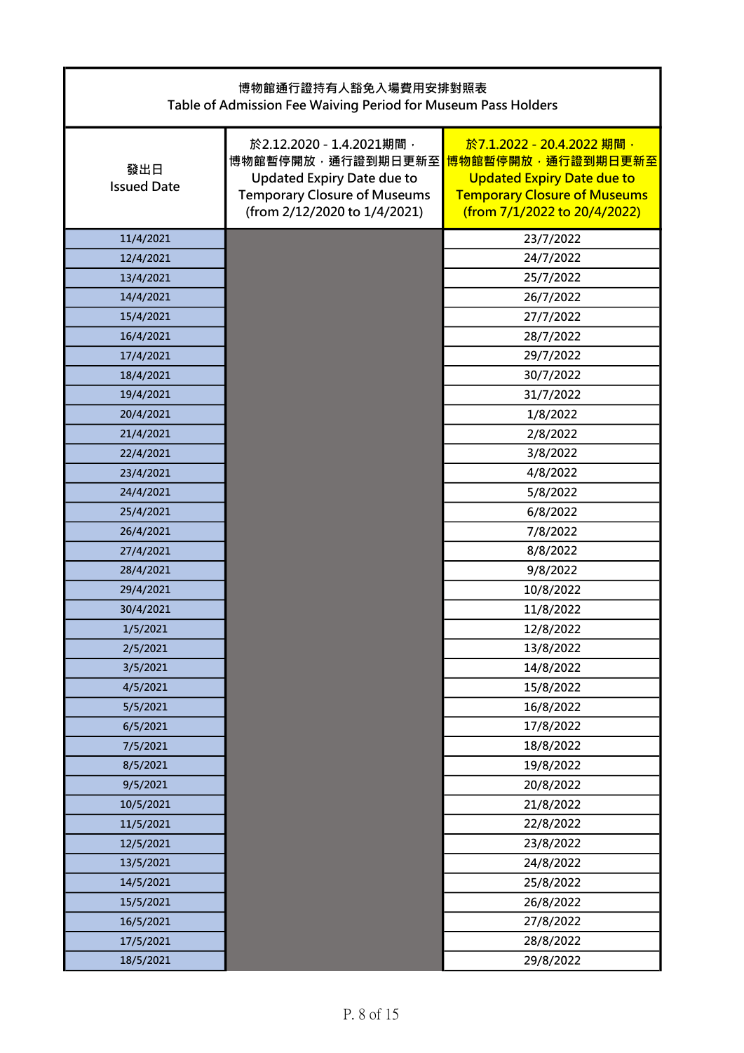| 博物館通行證持有人豁免入場費用安排對照表<br>Table of Admission Fee Waiving Period for Museum Pass Holders | | |
|---|---|---|
| 發出日<br>Issued Date | 於2.12.2020 - 1.4.2021期間，<br>博物館暫停開放，通行證到期日更新至<br>Updated Expiry Date due to<br>Temporary Closure of Museums<br>(from 2/12/2020 to 1/4/2021) | 於7.1.2022 - 20.4.2022 期間，<br>博物館暫停開放，通行證到期日更新至<br>Updated Expiry Date due to<br>Temporary Closure of Museums<br>(from 7/1/2022 to 20/4/2022) |
| 11/4/2021 | | 23/7/2022 |
| 12/4/2021 | | 24/7/2022 |
| 13/4/2021 | | 25/7/2022 |
| 14/4/2021 | | 26/7/2022 |
| 15/4/2021 | | 27/7/2022 |
| 16/4/2021 | | 28/7/2022 |
| 17/4/2021 | | 29/7/2022 |
| 18/4/2021 | | 30/7/2022 |
| 19/4/2021 | | 31/7/2022 |
| 20/4/2021 | | 1/8/2022 |
| 21/4/2021 | | 2/8/2022 |
| 22/4/2021 | | 3/8/2022 |
| 23/4/2021 | | 4/8/2022 |
| 24/4/2021 | | 5/8/2022 |
| 25/4/2021 | | 6/8/2022 |
| 26/4/2021 | | 7/8/2022 |
| 27/4/2021 | | 8/8/2022 |
| 28/4/2021 | | 9/8/2022 |
| 29/4/2021 | | 10/8/2022 |
| 30/4/2021 | | 11/8/2022 |
| 1/5/2021 | | 12/8/2022 |
| 2/5/2021 | | 13/8/2022 |
| 3/5/2021 | | 14/8/2022 |
| 4/5/2021 | | 15/8/2022 |
| 5/5/2021 | | 16/8/2022 |
| 6/5/2021 | | 17/8/2022 |
| 7/5/2021 | | 18/8/2022 |
| 8/5/2021 | | 19/8/2022 |
| 9/5/2021 | | 20/8/2022 |
| 10/5/2021 | | 21/8/2022 |
| 11/5/2021 | | 22/8/2022 |
| 12/5/2021 | | 23/8/2022 |
| 13/5/2021 | | 24/8/2022 |
| 14/5/2021 | | 25/8/2022 |
| 15/5/2021 | | 26/8/2022 |
| 16/5/2021 | | 27/8/2022 |
| 17/5/2021 | | 28/8/2022 |
| 18/5/2021 | | 29/8/2022 |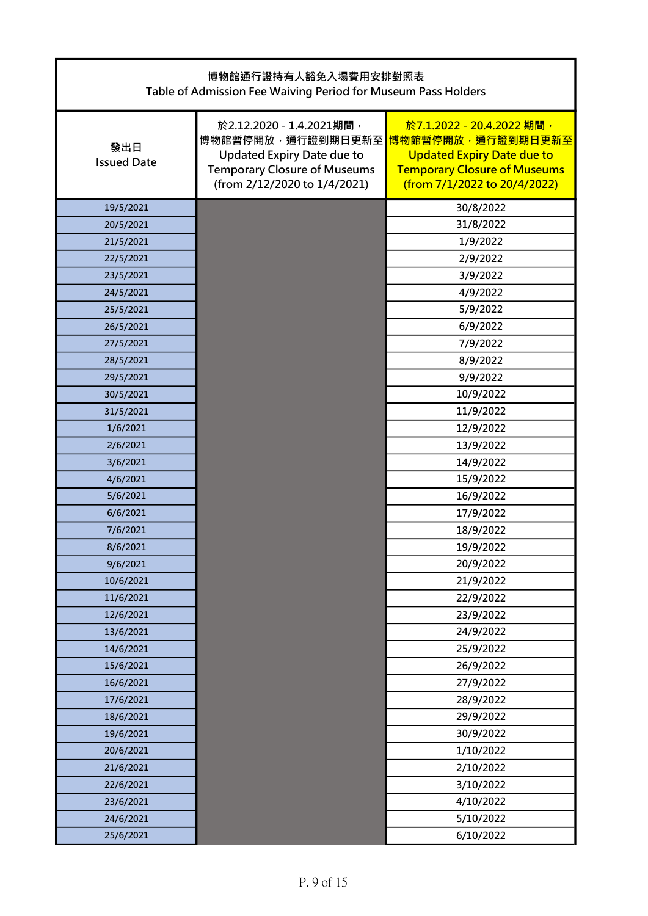| 博物館通行證持有人豁免入場費用安排對照表<br>Table of Admission Fee Waiving Period for Museum Pass Holders | | |
|---|---|---|
| 發出日<br>Issued Date | 於2.12.2020 - 1.4.2021期間，<br>博物館暫停開放，通行證到期日更新至<br>Updated Expiry Date due to Temporary Closure of Museums<br>(from 2/12/2020 to 1/4/2021) | 於7.1.2022 - 20.4.2022 期間，<br>博物館暫停開放，通行證到期日更新至<br>Updated Expiry Date due to Temporary Closure of Museums<br>(from 7/1/2022 to 20/4/2022) |
| 19/5/2021 | | 30/8/2022 |
| 20/5/2021 | | 31/8/2022 |
| 21/5/2021 | | 1/9/2022 |
| 22/5/2021 | | 2/9/2022 |
| 23/5/2021 | | 3/9/2022 |
| 24/5/2021 | | 4/9/2022 |
| 25/5/2021 | | 5/9/2022 |
| 26/5/2021 | | 6/9/2022 |
| 27/5/2021 | | 7/9/2022 |
| 28/5/2021 | | 8/9/2022 |
| 29/5/2021 | | 9/9/2022 |
| 30/5/2021 | | 10/9/2022 |
| 31/5/2021 | | 11/9/2022 |
| 1/6/2021 | | 12/9/2022 |
| 2/6/2021 | | 13/9/2022 |
| 3/6/2021 | | 14/9/2022 |
| 4/6/2021 | | 15/9/2022 |
| 5/6/2021 | | 16/9/2022 |
| 6/6/2021 | | 17/9/2022 |
| 7/6/2021 | | 18/9/2022 |
| 8/6/2021 | | 19/9/2022 |
| 9/6/2021 | | 20/9/2022 |
| 10/6/2021 | | 21/9/2022 |
| 11/6/2021 | | 22/9/2022 |
| 12/6/2021 | | 23/9/2022 |
| 13/6/2021 | | 24/9/2022 |
| 14/6/2021 | | 25/9/2022 |
| 15/6/2021 | | 26/9/2022 |
| 16/6/2021 | | 27/9/2022 |
| 17/6/2021 | | 28/9/2022 |
| 18/6/2021 | | 29/9/2022 |
| 19/6/2021 | | 30/9/2022 |
| 20/6/2021 | | 1/10/2022 |
| 21/6/2021 | | 2/10/2022 |
| 22/6/2021 | | 3/10/2022 |
| 23/6/2021 | | 4/10/2022 |
| 24/6/2021 | | 5/10/2022 |
| 25/6/2021 | | 6/10/2022 |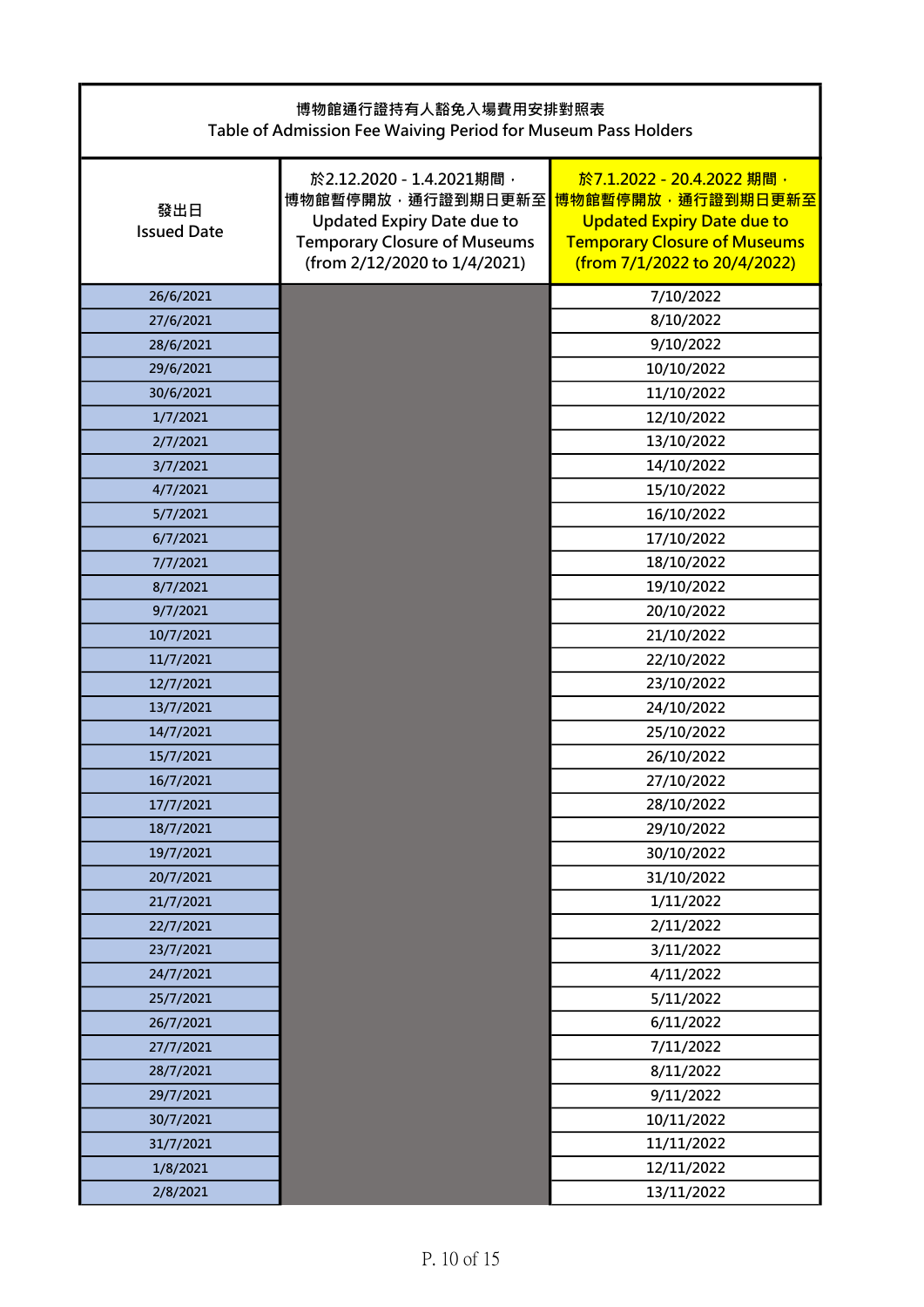| 博物館通行證持有人豁免入場費用安排對照表<br>Table of Admission Fee Waiving Period for Museum Pass Holders | | |
|---|---|---|
| 發出日<br>Issued Date | 於2.12.2020 - 1.4.2021期間，<br>博物館暫停開放，通行證到期日更新至<br>Updated Expiry Date due to Temporary Closure of Museums<br>(from 2/12/2020 to 1/4/2021) | 於7.1.2022 - 20.4.2022 期間，<br>博物館暫停開放，通行證到期日更新至<br>Updated Expiry Date due to Temporary Closure of Museums<br>(from 7/1/2022 to 20/4/2022) |
| 26/6/2021 | | 7/10/2022 |
| 27/6/2021 | | 8/10/2022 |
| 28/6/2021 | | 9/10/2022 |
| 29/6/2021 | | 10/10/2022 |
| 30/6/2021 | | 11/10/2022 |
| 1/7/2021 | | 12/10/2022 |
| 2/7/2021 | | 13/10/2022 |
| 3/7/2021 | | 14/10/2022 |
| 4/7/2021 | | 15/10/2022 |
| 5/7/2021 | | 16/10/2022 |
| 6/7/2021 | | 17/10/2022 |
| 7/7/2021 | | 18/10/2022 |
| 8/7/2021 | | 19/10/2022 |
| 9/7/2021 | | 20/10/2022 |
| 10/7/2021 | | 21/10/2022 |
| 11/7/2021 | | 22/10/2022 |
| 12/7/2021 | | 23/10/2022 |
| 13/7/2021 | | 24/10/2022 |
| 14/7/2021 | | 25/10/2022 |
| 15/7/2021 | | 26/10/2022 |
| 16/7/2021 | | 27/10/2022 |
| 17/7/2021 | | 28/10/2022 |
| 18/7/2021 | | 29/10/2022 |
| 19/7/2021 | | 30/10/2022 |
| 20/7/2021 | | 31/10/2022 |
| 21/7/2021 | | 1/11/2022 |
| 22/7/2021 | | 2/11/2022 |
| 23/7/2021 | | 3/11/2022 |
| 24/7/2021 | | 4/11/2022 |
| 25/7/2021 | | 5/11/2022 |
| 26/7/2021 | | 6/11/2022 |
| 27/7/2021 | | 7/11/2022 |
| 28/7/2021 | | 8/11/2022 |
| 29/7/2021 | | 9/11/2022 |
| 30/7/2021 | | 10/11/2022 |
| 31/7/2021 | | 11/11/2022 |
| 1/8/2021 | | 12/11/2022 |
| 2/8/2021 | | 13/11/2022 |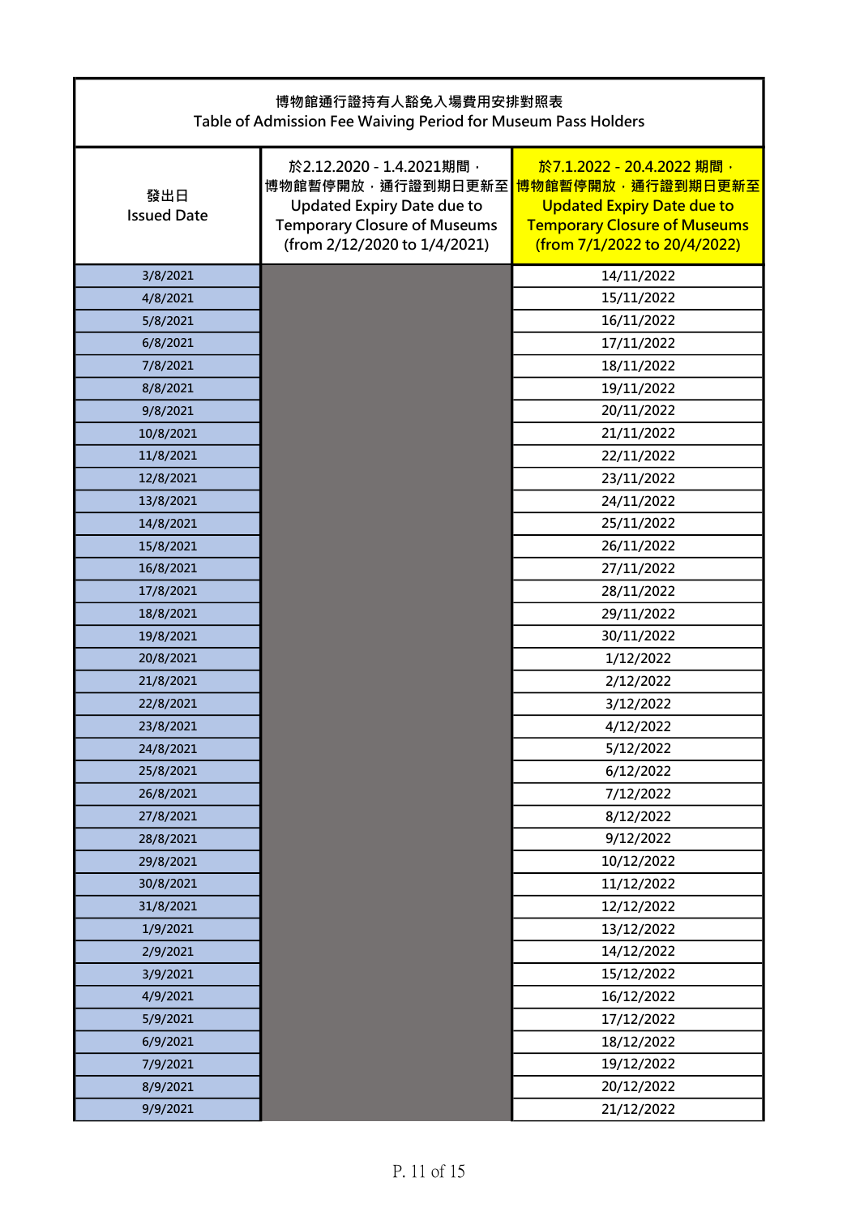| 博物館通行證持有人豁免入場費用安排對照表<br>Table of Admission Fee Waiving Period for Museum Pass Holders | | |
|---|---|---|
| 發出日<br>Issued Date | 於2.12.2020 - 1.4.2021期間，博物館暫停開放，通行證到期日更新至<br>Updated Expiry Date due to Temporary Closure of Museums<br>(from 2/12/2020 to 1/4/2021) | 於7.1.2022 - 20.4.2022 期間，博物館暫停開放，通行證到期日更新至<br>Updated Expiry Date due to Temporary Closure of Museums<br>(from 7/1/2022 to 20/4/2022) |
| 3/8/2021 | | 14/11/2022 |
| 4/8/2021 | | 15/11/2022 |
| 5/8/2021 | | 16/11/2022 |
| 6/8/2021 | | 17/11/2022 |
| 7/8/2021 | | 18/11/2022 |
| 8/8/2021 | | 19/11/2022 |
| 9/8/2021 | | 20/11/2022 |
| 10/8/2021 | | 21/11/2022 |
| 11/8/2021 | | 22/11/2022 |
| 12/8/2021 | | 23/11/2022 |
| 13/8/2021 | | 24/11/2022 |
| 14/8/2021 | | 25/11/2022 |
| 15/8/2021 | | 26/11/2022 |
| 16/8/2021 | | 27/11/2022 |
| 17/8/2021 | | 28/11/2022 |
| 18/8/2021 | | 29/11/2022 |
| 19/8/2021 | | 30/11/2022 |
| 20/8/2021 | | 1/12/2022 |
| 21/8/2021 | | 2/12/2022 |
| 22/8/2021 | | 3/12/2022 |
| 23/8/2021 | | 4/12/2022 |
| 24/8/2021 | | 5/12/2022 |
| 25/8/2021 | | 6/12/2022 |
| 26/8/2021 | | 7/12/2022 |
| 27/8/2021 | | 8/12/2022 |
| 28/8/2021 | | 9/12/2022 |
| 29/8/2021 | | 10/12/2022 |
| 30/8/2021 | | 11/12/2022 |
| 31/8/2021 | | 12/12/2022 |
| 1/9/2021 | | 13/12/2022 |
| 2/9/2021 | | 14/12/2022 |
| 3/9/2021 | | 15/12/2022 |
| 4/9/2021 | | 16/12/2022 |
| 5/9/2021 | | 17/12/2022 |
| 6/9/2021 | | 18/12/2022 |
| 7/9/2021 | | 19/12/2022 |
| 8/9/2021 | | 20/12/2022 |
| 9/9/2021 | | 21/12/2022 |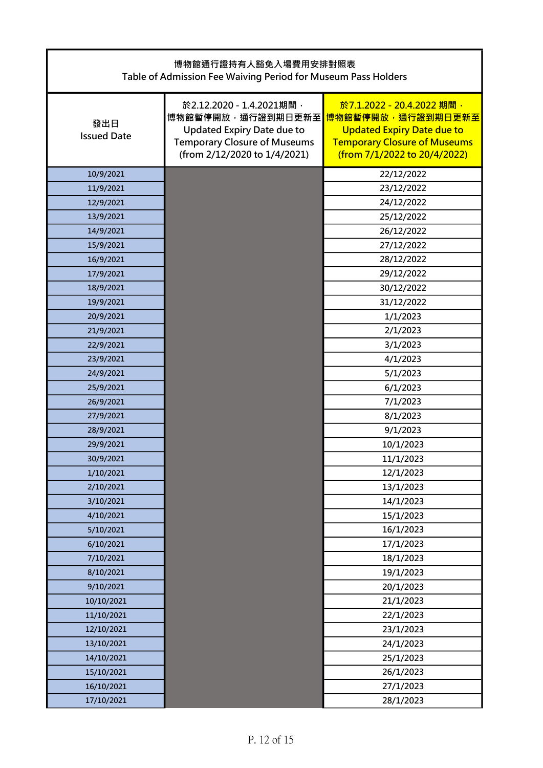| 博物館通行證持有人豁免入場費用安排對照表<br>Table of Admission Fee Waiving Period for Museum Pass Holders | | |
|---|---|---|
| 發出日<br>Issued Date | 於2.12.2020 - 1.4.2021期間，博物館暫停開放，通行證到期日更新至<br>Updated Expiry Date due to Temporary Closure of Museums<br>(from 2/12/2020 to 1/4/2021) | 於7.1.2022 - 20.4.2022 期間，博物館暫停開放，通行證到期日更新至<br>Updated Expiry Date due to Temporary Closure of Museums<br>(from 7/1/2022 to 20/4/2022) |
| 10/9/2021 | | 22/12/2022 |
| 11/9/2021 | | 23/12/2022 |
| 12/9/2021 | | 24/12/2022 |
| 13/9/2021 | | 25/12/2022 |
| 14/9/2021 | | 26/12/2022 |
| 15/9/2021 | | 27/12/2022 |
| 16/9/2021 | | 28/12/2022 |
| 17/9/2021 | | 29/12/2022 |
| 18/9/2021 | | 30/12/2022 |
| 19/9/2021 | | 31/12/2022 |
| 20/9/2021 | | 1/1/2023 |
| 21/9/2021 | | 2/1/2023 |
| 22/9/2021 | | 3/1/2023 |
| 23/9/2021 | | 4/1/2023 |
| 24/9/2021 | | 5/1/2023 |
| 25/9/2021 | | 6/1/2023 |
| 26/9/2021 | | 7/1/2023 |
| 27/9/2021 | | 8/1/2023 |
| 28/9/2021 | | 9/1/2023 |
| 29/9/2021 | | 10/1/2023 |
| 30/9/2021 | | 11/1/2023 |
| 1/10/2021 | | 12/1/2023 |
| 2/10/2021 | | 13/1/2023 |
| 3/10/2021 | | 14/1/2023 |
| 4/10/2021 | | 15/1/2023 |
| 5/10/2021 | | 16/1/2023 |
| 6/10/2021 | | 17/1/2023 |
| 7/10/2021 | | 18/1/2023 |
| 8/10/2021 | | 19/1/2023 |
| 9/10/2021 | | 20/1/2023 |
| 10/10/2021 | | 21/1/2023 |
| 11/10/2021 | | 22/1/2023 |
| 12/10/2021 | | 23/1/2023 |
| 13/10/2021 | | 24/1/2023 |
| 14/10/2021 | | 25/1/2023 |
| 15/10/2021 | | 26/1/2023 |
| 16/10/2021 | | 27/1/2023 |
| 17/10/2021 | | 28/1/2023 |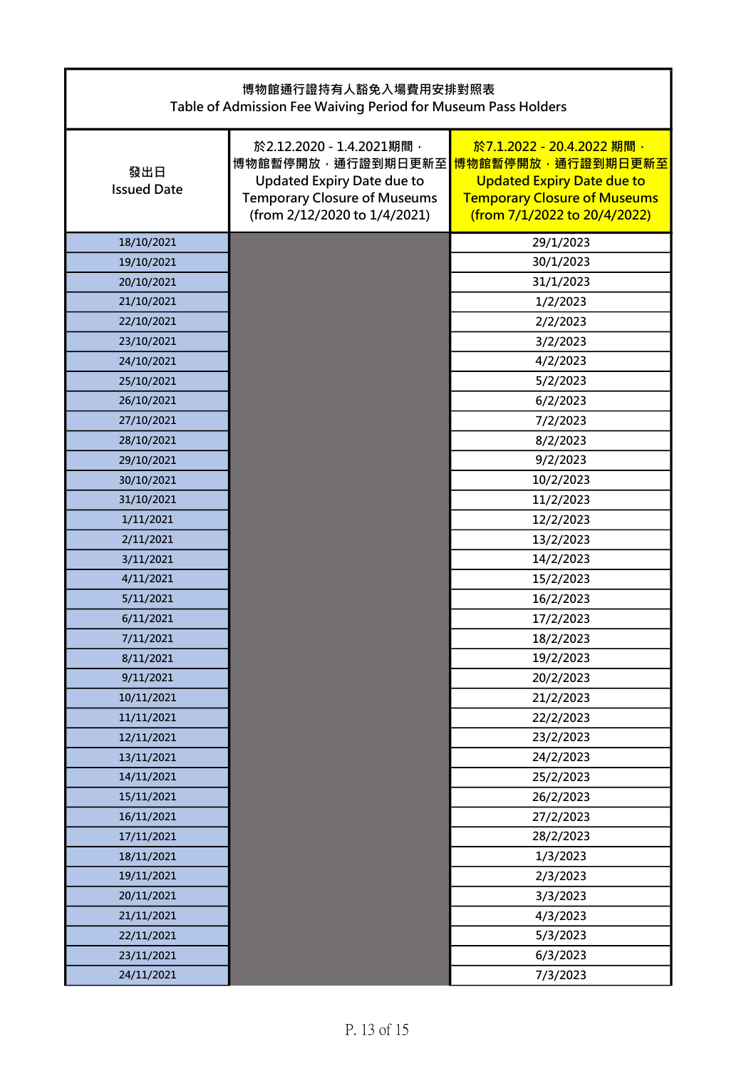博物館通行證持有人豁免入場費用安排對照表
Table of Admission Fee Waiving Period for Museum Pass Holders

| 發出日<br>Issued Date | 於2.12.2020 - 1.4.2021期間，<br>博物館暫停開放，通行證到期日更新至<br>Updated Expiry Date due to<br>Temporary Closure of Museums<br>(from 2/12/2020 to 1/4/2021) | 於7.1.2022 - 20.4.2022 期間，<br>博物館暫停開放，通行證到期日更新至<br>Updated Expiry Date due to<br>Temporary Closure of Museums<br>(from 7/1/2022 to 20/4/2022) |
|---|---|---|
| 18/10/2021 | | 29/1/2023 |
| 19/10/2021 | | 30/1/2023 |
| 20/10/2021 | | 31/1/2023 |
| 21/10/2021 | | 1/2/2023 |
| 22/10/2021 | | 2/2/2023 |
| 23/10/2021 | | 3/2/2023 |
| 24/10/2021 | | 4/2/2023 |
| 25/10/2021 | | 5/2/2023 |
| 26/10/2021 | | 6/2/2023 |
| 27/10/2021 | | 7/2/2023 |
| 28/10/2021 | | 8/2/2023 |
| 29/10/2021 | | 9/2/2023 |
| 30/10/2021 | | 10/2/2023 |
| 31/10/2021 | | 11/2/2023 |
| 1/11/2021 | | 12/2/2023 |
| 2/11/2021 | | 13/2/2023 |
| 3/11/2021 | | 14/2/2023 |
| 4/11/2021 | | 15/2/2023 |
| 5/11/2021 | | 16/2/2023 |
| 6/11/2021 | | 17/2/2023 |
| 7/11/2021 | | 18/2/2023 |
| 8/11/2021 | | 19/2/2023 |
| 9/11/2021 | | 20/2/2023 |
| 10/11/2021 | | 21/2/2023 |
| 11/11/2021 | | 22/2/2023 |
| 12/11/2021 | | 23/2/2023 |
| 13/11/2021 | | 24/2/2023 |
| 14/11/2021 | | 25/2/2023 |
| 15/11/2021 | | 26/2/2023 |
| 16/11/2021 | | 27/2/2023 |
| 17/11/2021 | | 28/2/2023 |
| 18/11/2021 | | 1/3/2023 |
| 19/11/2021 | | 2/3/2023 |
| 20/11/2021 | | 3/3/2023 |
| 21/11/2021 | | 4/3/2023 |
| 22/11/2021 | | 5/3/2023 |
| 23/11/2021 | | 6/3/2023 |
| 24/11/2021 | | 7/3/2023 |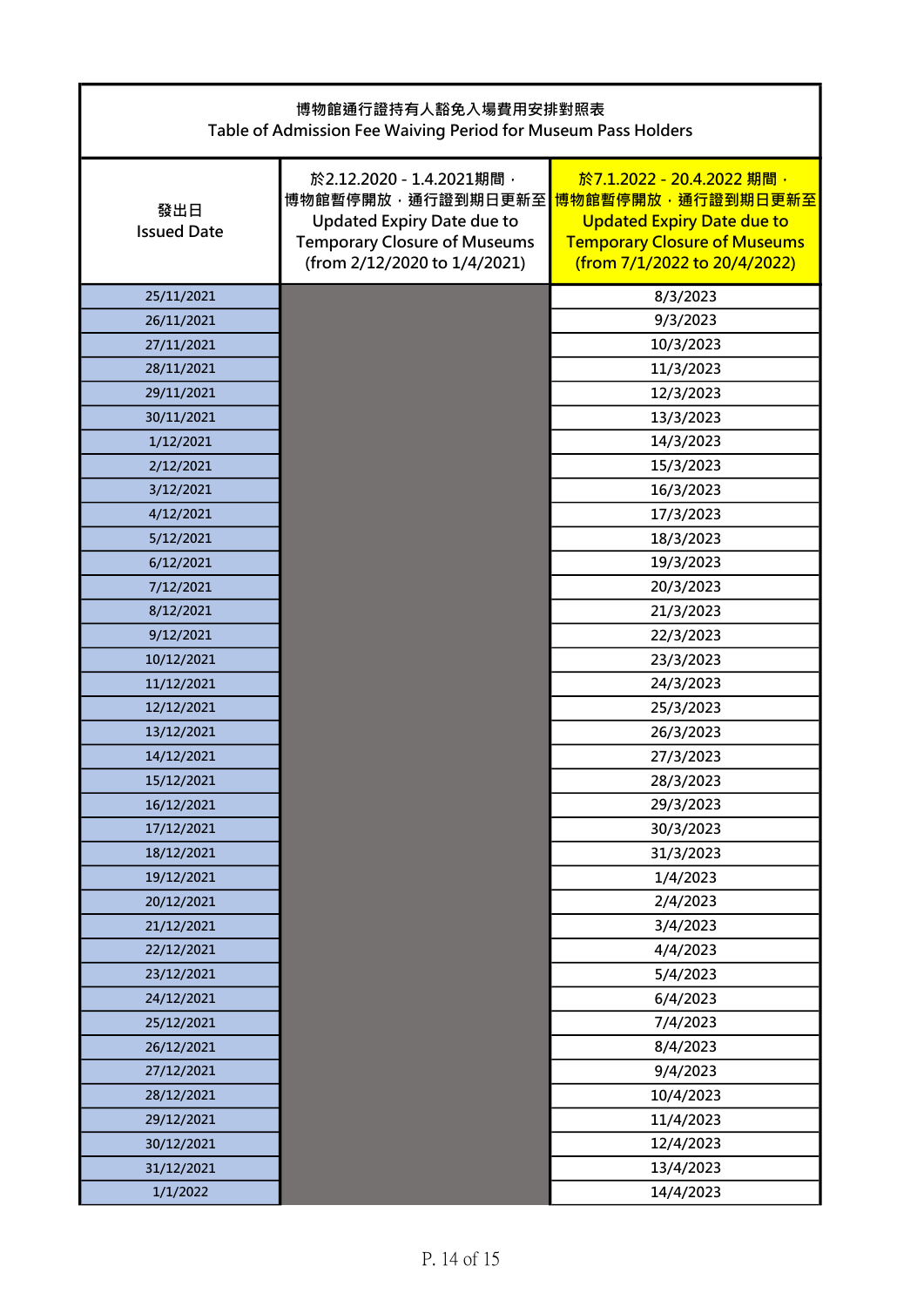| 博物館通行證持有人豁免入場費用安排對照表<br>Table of Admission Fee Waiving Period for Museum Pass Holders | | |
|---|---|---|
| 發出日<br>Issued Date | 於2.12.2020 - 1.4.2021期間，博物館暫停開放，通行證到期日更新至<br>Updated Expiry Date due to Temporary Closure of Museums<br>(from 2/12/2020 to 1/4/2021) | 於7.1.2022 - 20.4.2022 期間，博物館暫停開放，通行證到期日更新至<br>Updated Expiry Date due to Temporary Closure of Museums<br>(from 7/1/2022 to 20/4/2022) |
| 25/11/2021 | | 8/3/2023 |
| 26/11/2021 | | 9/3/2023 |
| 27/11/2021 | | 10/3/2023 |
| 28/11/2021 | | 11/3/2023 |
| 29/11/2021 | | 12/3/2023 |
| 30/11/2021 | | 13/3/2023 |
| 1/12/2021 | | 14/3/2023 |
| 2/12/2021 | | 15/3/2023 |
| 3/12/2021 | | 16/3/2023 |
| 4/12/2021 | | 17/3/2023 |
| 5/12/2021 | | 18/3/2023 |
| 6/12/2021 | | 19/3/2023 |
| 7/12/2021 | | 20/3/2023 |
| 8/12/2021 | | 21/3/2023 |
| 9/12/2021 | | 22/3/2023 |
| 10/12/2021 | | 23/3/2023 |
| 11/12/2021 | | 24/3/2023 |
| 12/12/2021 | | 25/3/2023 |
| 13/12/2021 | | 26/3/2023 |
| 14/12/2021 | | 27/3/2023 |
| 15/12/2021 | | 28/3/2023 |
| 16/12/2021 | | 29/3/2023 |
| 17/12/2021 | | 30/3/2023 |
| 18/12/2021 | | 31/3/2023 |
| 19/12/2021 | | 1/4/2023 |
| 20/12/2021 | | 2/4/2023 |
| 21/12/2021 | | 3/4/2023 |
| 22/12/2021 | | 4/4/2023 |
| 23/12/2021 | | 5/4/2023 |
| 24/12/2021 | | 6/4/2023 |
| 25/12/2021 | | 7/4/2023 |
| 26/12/2021 | | 8/4/2023 |
| 27/12/2021 | | 9/4/2023 |
| 28/12/2021 | | 10/4/2023 |
| 29/12/2021 | | 11/4/2023 |
| 30/12/2021 | | 12/4/2023 |
| 31/12/2021 | | 13/4/2023 |
| 1/1/2022 | | 14/4/2023 |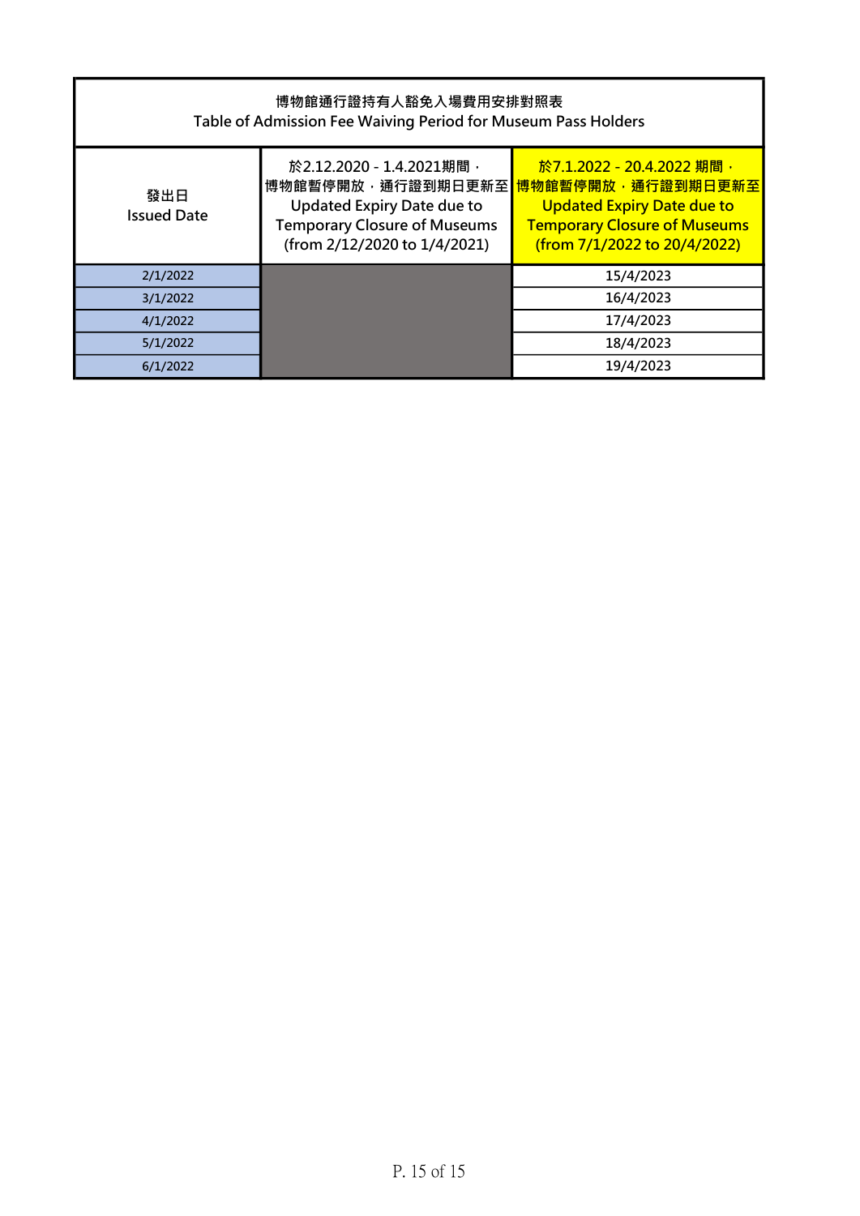| 博物館通行證持有人豁免入場費用安排對照表<br>Table of Admission Fee Waiving Period for Museum Pass Holders | | |
|---|---|---|
| 發出日<br>Issued Date | 於2.12.2020 - 1.4.2021期間，博物館暫停開放，通行證到期日更新至<br>Updated Expiry Date due to Temporary Closure of Museums (from 2/12/2020 to 1/4/2021) | 於7.1.2022 - 20.4.2022 期間，博物館暫停開放，通行證到期日更新至<br>Updated Expiry Date due to Temporary Closure of Museums (from 7/1/2022 to 20/4/2022) |
| 2/1/2022 | | 15/4/2023 |
| 3/1/2022 | | 16/4/2023 |
| 4/1/2022 | | 17/4/2023 |
| 5/1/2022 | | 18/4/2023 |
| 6/1/2022 | | 19/4/2023 |